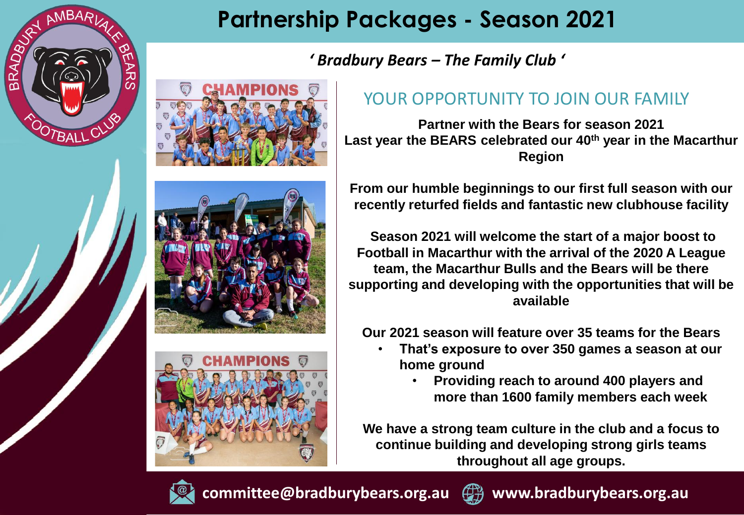# Partnership Packages - Season 2021

*' Bradbury Bears – The Family Club '*

## YOUR OPPORTUNITY TO JOIN OUR FAMILY

**Partner with the Bears for season 2021**
**Last year the BEARS celebrated our 40th year in the Macarthur Region**

**From our humble beginnings to our first full season with our recently returfed fields and fantastic new clubhouse facility**

**Season 2021 will welcome the start of a major boost to Football in Macarthur with the arrival of the 2020 A League team, the Macarthur Bulls and the Bears will be there supporting and developing with the opportunities that will be available**

**Our 2021 season will feature over 35 teams for the Bears**

- **That's exposure to over 350 games a season at our home ground**
  - **Providing reach to around 400 players and more than 1600 family members each week**

**We have a strong team culture in the club and a focus to continue building and developing strong girls teams throughout all age groups.**

committee@bradburybears.org.au www.bradburybears.org.au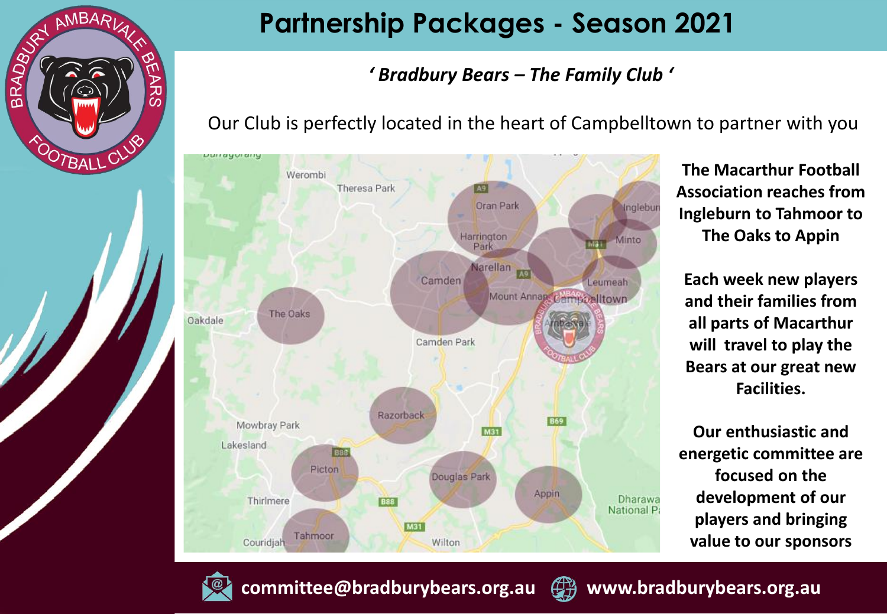# Partnership Packages - Season 2021

***' Bradbury Bears – The Family Club '***

Our Club is perfectly located in the heart of Campbelltown to partner with you

**The Macarthur Football Association reaches from Ingleburn to Tahmoor to The Oaks to Appin**

**Each week new players and their families from all parts of Macarthur will travel to play the Bears at our great new Facilities.**

**Our enthusiastic and energetic committee are focused on the development of our players and bringing value to our sponsors**

**committee@bradburybears.org.au** **www.bradburybears.org.au**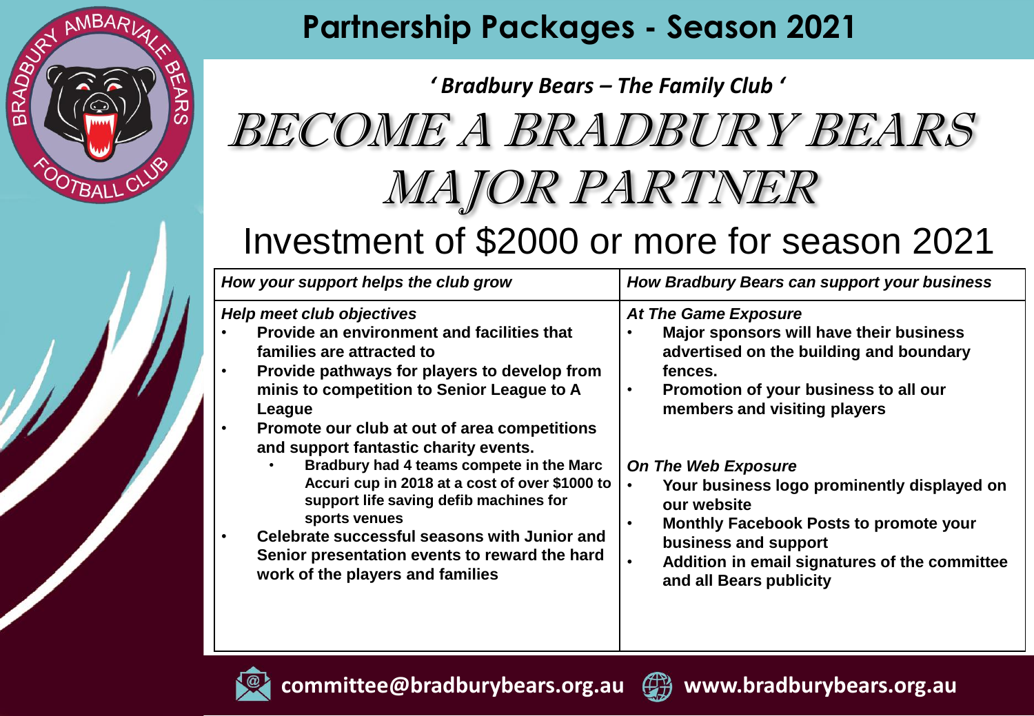# Partnership Packages - Season 2021

***' Bradbury Bears – The Family Club '***

# BECOME A BRADBURY BEARS MAJOR PARTNER

## Investment of $2000 or more for season 2021

| *How your support helps the club grow* | *How Bradbury Bears can support your business* |
|---|---|
| ***Help meet club objectives***<br>• **Provide an environment and facilities that families are attracted to**<br>• **Provide pathways for players to develop from minis to competition to Senior League to A League**<br>• **Promote our club at out of area competitions and support fantastic charity events.**<br>  • **Bradbury had 4 teams compete in the Marc Accuri cup in 2018 at a cost of over $1000 to support life saving defib machines for sports venues**<br>• **Celebrate successful seasons with Junior and Senior presentation events to reward the hard work of the players and families** | ***At The Game Exposure***<br>• **Major sponsors will have their business advertised on the building and boundary fences.**<br>• **Promotion of your business to all our members and visiting players**<br><br>***On The Web Exposure***<br>• **Your business logo prominently displayed on our website**<br>• **Monthly Facebook Posts to promote your business and support**<br>• **Addition in email signatures of the committee and all Bears publicity** |

**committee@bradburybears.org.au** **www.bradburybears.org.au**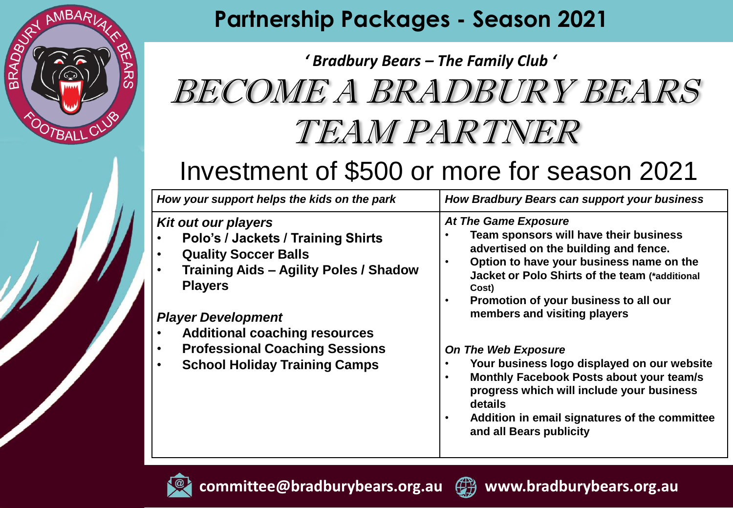# Partnership Packages - Season 2021

*' Bradbury Bears – The Family Club '*

# BECOME A BRADBURY BEARS TEAM PARTNER

## Investment of $500 or more for season 2021

| *How your support helps the kids on the park* | *How Bradbury Bears can support your business* |
|---|---|
| ***Kit out our players***<br>• **Polo's / Jackets / Training Shirts**<br>• **Quality Soccer Balls**<br>• **Training Aids – Agility Poles / Shadow Players**<br><br>***Player Development***<br>• **Additional coaching resources**<br>• **Professional Coaching Sessions**<br>• **School Holiday Training Camps** | ***At The Game Exposure***<br>• **Team sponsors will have their business advertised on the building and fence.**<br>• **Option to have your business name on the Jacket or Polo Shirts of the team (\*additional Cost)**<br>• **Promotion of your business to all our members and visiting players**<br><br>***On The Web Exposure***<br>• **Your business logo displayed on our website**<br>• **Monthly Facebook Posts about your team/s progress which will include your business details**<br>• **Addition in email signatures of the committee and all Bears publicity** |

**committee@bradburybears.org.au** **www.bradburybears.org.au**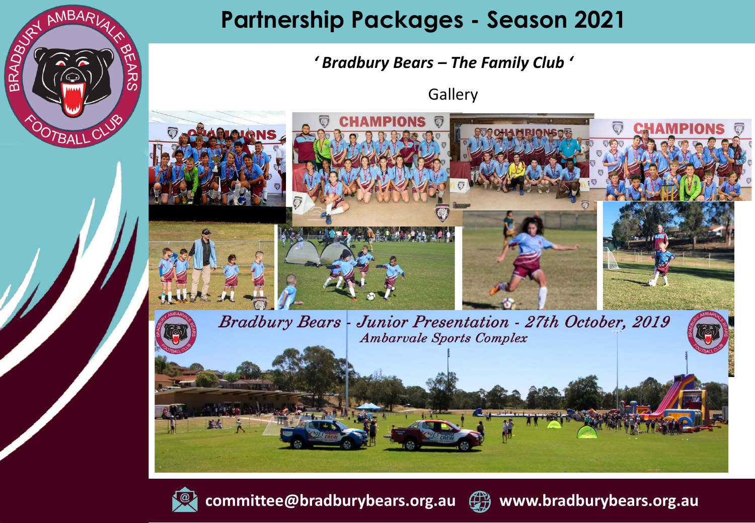# Partnership Packages - Season 2021

***' Bradbury Bears – The Family Club '***

Gallery

Bradbury Bears - Junior Presentation - 27th October, 2019
Ambarvale Sports Complex

committee@bradburybears.org.au www.bradburybears.org.au